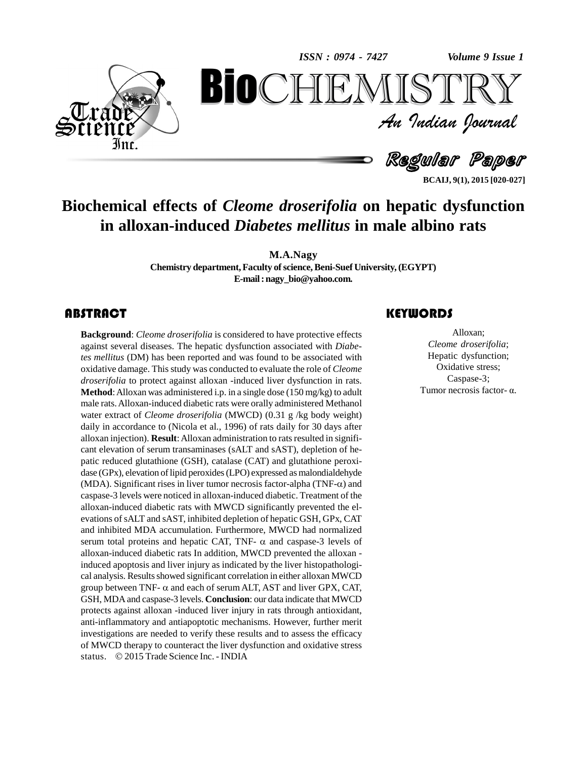# Biochemical effects of *Cleome droserifolia* on hepatic dysfunction in alloxan-induced *Diabetes mellitus* in male albino rats

**M.A.Nagy**

**Chemistry department, Faculty of science, Beni-Suef University, (EGYPT)**
**E-mail : nagy_bio@yahoo.com.**

## ABSTRACT

**Background**: *Cleome droserifolia* is considered to have protective effects against several diseases. The hepatic dysfunction associated with *Diabetes mellitus* (DM) has been reported and was found to be associated with oxidative damage. This study was conducted to evaluate the role of *Cleome droserifolia* to protect against alloxan -induced liver dysfunction in rats. **Method**: Alloxan was administered i.p. in a single dose (150 mg/kg) to adult male rats. Alloxan-induced diabetic rats were orally administered Methanol water extract of *Cleome droserifolia* (MWCD) (0.31 g /kg body weight) daily in accordance to (Nicola et al., 1996) of rats daily for 30 days after alloxan injection). **Result**: Alloxan administration to rats resulted in significant elevation of serum transaminases (sALT and sAST), depletion of hepatic reduced glutathione (GSH), catalase (CAT) and glutathione peroxidase (GPx), elevation of lipid peroxides (LPO) expressed as malondialdehyde (MDA). Significant rises in liver tumor necrosis factor-alpha (TNF-$\alpha$) and caspase-3 levels were noticed in alloxan-induced diabetic. Treatment of the alloxan-induced diabetic rats with MWCD significantly prevented the elevations of sALT and sAST, inhibited depletion of hepatic GSH, GPx, CAT and inhibited MDA accumulation. Furthermore, MWCD had normalized serum total proteins and hepatic CAT, TNF- $\alpha$ and caspase-3 levels of alloxan-induced diabetic rats In addition, MWCD prevented the alloxan -induced apoptosis and liver injury as indicated by the liver histopathological analysis. Results showed significant correlation in either alloxan MWCD group between TNF- $\alpha$ and each of serum ALT, AST and liver GPX, CAT, GSH, MDA and caspase-3 levels. **Conclusion**: our data indicate that MWCD protects against alloxan -induced liver injury in rats through antioxidant, anti-inflammatory and antiapoptotic mechanisms. However, further merit investigations are needed to verify these results and to assess the efficacy of MWCD therapy to counteract the liver dysfunction and oxidative stress status. © 2015 Trade Science Inc. - INDIA

## KEYWORDS

Alloxan;
*Cleome droserifolia*;
Hepatic dysfunction;
Oxidative stress;
Caspase-3;
Tumor necrosis factor- α.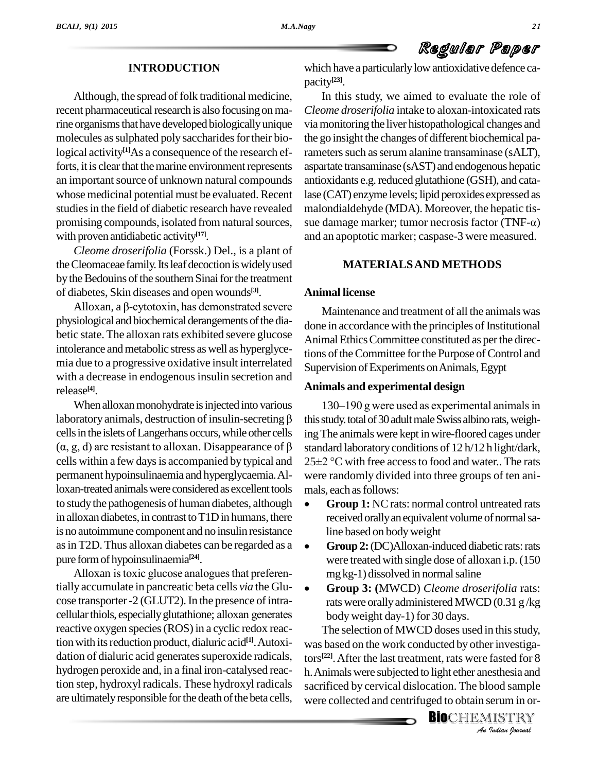## INTRODUCTION

Although, the spread of folk traditional medicine, recent pharmaceutical research is also focusing on marine organisms that have developed biologically unique molecules as sulphated poly saccharides for their biological activity[1]As a consequence of the research efforts, it is clear that the marine environment represents an important source of unknown natural compounds whose medicinal potential must be evaluated. Recent studies in the field of diabetic research have revealed promising compounds, isolated from natural sources, with proven antidiabetic activity[17].

*Cleome droserifolia* (Forssk.) Del., is a plant of the Cleomaceae family. Its leaf decoction is widely used by the Bedouins of the southern Sinai for the treatment of diabetes, Skin diseases and open wounds[3].

Alloxan, a β-cytotoxin, has demonstrated severe physiological and biochemical derangements of the diabetic state. The alloxan rats exhibited severe glucose intolerance and metabolic stress as well as hyperglycemia due to a progressive oxidative insult interrelated with a decrease in endogenous insulin secretion and release[4].

When alloxan monohydrate is injected into various laboratory animals, destruction of insulin-secreting β cells in the islets of Langerhans occurs, while other cells (α, g, d) are resistant to alloxan. Disappearance of β cells within a few days is accompanied by typical and permanent hypoinsulinaemia and hyperglycaemia. Alloxan-treated animals were considered as excellent tools to study the pathogenesis of human diabetes, although in alloxan diabetes, in contrast to T1D in humans, there is no autoimmune component and no insulin resistance as in T2D. Thus alloxan diabetes can be regarded as a pure form of hypoinsulinaemia[24].

Alloxan is toxic glucose analogues that preferentially accumulate in pancreatic beta cells *via* the Glucose transporter -2 (GLUT2). In the presence of intracellular thiols, especially glutathione; alloxan generates reactive oxygen species (ROS) in a cyclic redox reaction with its reduction product, dialuric acid[1]. Autoxidation of dialuric acid generates superoxide radicals, hydrogen peroxide and, in a final iron-catalysed reaction step, hydroxyl radicals. These hydroxyl radicals are ultimately responsible for the death of the beta cells, which have a particularly low antioxidative defence capacity[23].

In this study, we aimed to evaluate the role of *Cleome droserifolia* intake to aloxan-intoxicated rats via monitoring the liver histopathological changes and the go insight the changes of different biochemical parameters such as serum alanine transaminase (sALT), aspartate transaminase (sAST) and endogenous hepatic antioxidants e.g. reduced glutathione (GSH), and catalase (CAT) enzyme levels; lipid peroxides expressed as malondialdehyde (MDA). Moreover, the hepatic tissue damage marker; tumor necrosis factor (TNF-α) and an apoptotic marker; caspase-3 were measured.

## MATERIALS AND METHODS

### Animal license

Maintenance and treatment of all the animals was done in accordance with the principles of Institutional Animal Ethics Committee constituted as per the directions of the Committee for the Purpose of Control and Supervision of Experiments on Animals, Egypt

### Animals and experimental design

130–190 g were used as experimental animals in this study. total of 30 adult male Swiss albino rats, weighing The animals were kept in wire-floored cages under standard laboratory conditions of 12 h/12 h light/dark, 25±2 °C with free access to food and water.. The rats were randomly divided into three groups of ten animals, each as follows:

- **Group 1:** NC rats: normal control untreated rats received orally an equivalent volume of normal saline based on body weight
- **Group 2:** (DC)Alloxan-induced diabetic rats: rats were treated with single dose of alloxan i.p. (150 mg kg-1) dissolved in normal saline
- **Group 3: (**MWCD) *Cleome droserifolia* rats: rats were orally administered MWCD (0.31 g /kg body weight day-1) for 30 days.

The selection of MWCD doses used in this study, was based on the work conducted by other investigators[22]. After the last treatment, rats were fasted for 8 h. Animals were subjected to light ether anesthesia and sacrificed by cervical dislocation. The blood sample were collected and centrifuged to obtain serum in or-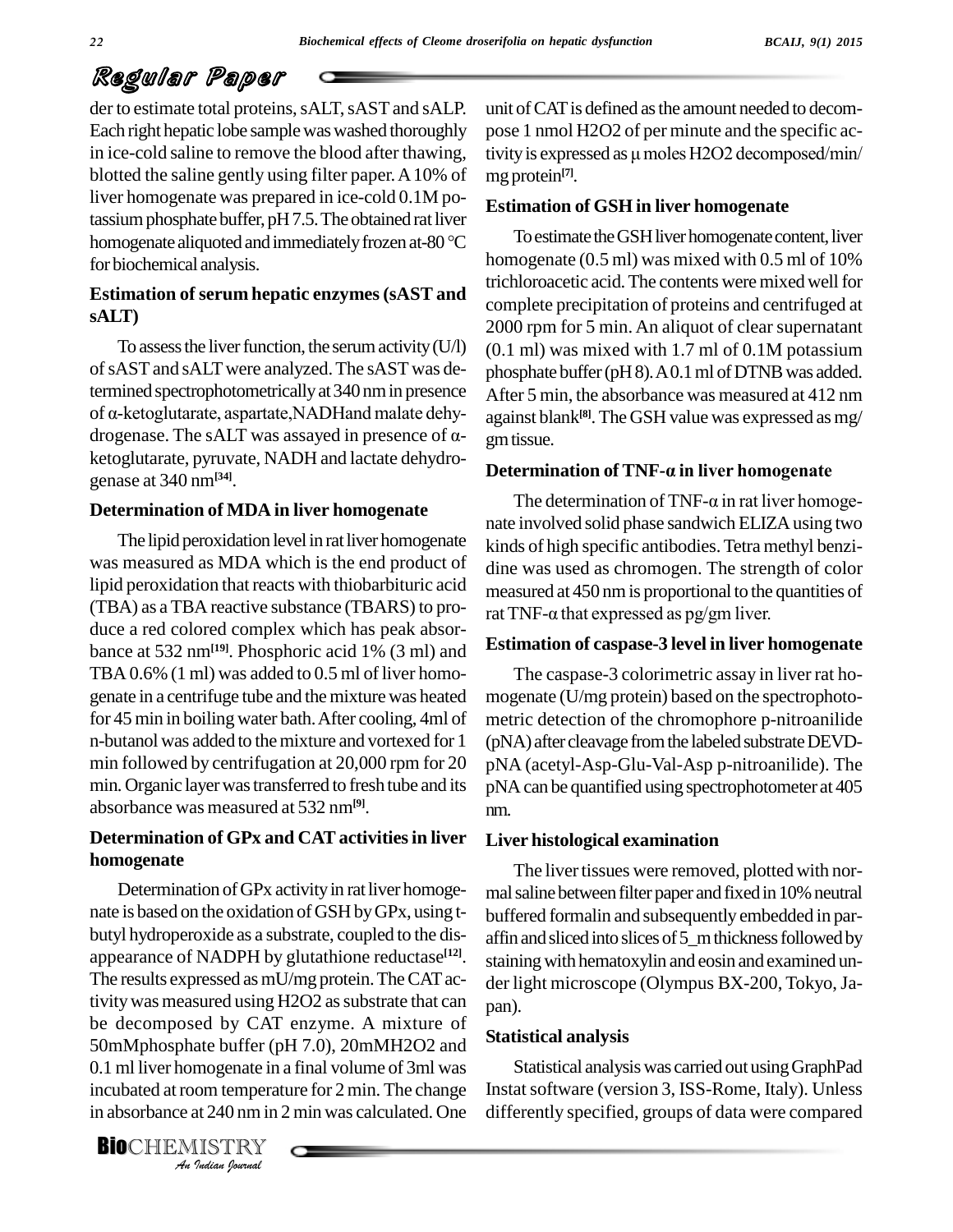der to estimate total proteins, sALT, sAST and sALP. Each right hepatic lobe sample was washed thoroughly in ice-cold saline to remove the blood after thawing, blotted the saline gently using filter paper. A 10% of liver homogenate was prepared in ice-cold 0.1M potassium phosphate buffer, pH 7.5. The obtained rat liver homogenate aliquoted and immediately frozen at-80 °C for biochemical analysis.

### Estimation of serum hepatic enzymes (sAST and sALT)

To assess the liver function, the serum activity (U/l) of sAST and sALT were analyzed. The sAST was determined spectrophotometrically at 340 nm in presence of α-ketoglutarate, aspartate,NADHand malate dehydrogenase. The sALT was assayed in presence of α-ketoglutarate, pyruvate, NADH and lactate dehydrogenase at 340 nm[34].

### Determination of MDA in liver homogenate

The lipid peroxidation level in rat liver homogenate was measured as MDA which is the end product of lipid peroxidation that reacts with thiobarbituric acid (TBA) as a TBA reactive substance (TBARS) to produce a red colored complex which has peak absorbance at 532 nm[19]. Phosphoric acid 1% (3 ml) and TBA 0.6% (1 ml) was added to 0.5 ml of liver homogenate in a centrifuge tube and the mixture was heated for 45 min in boiling water bath. After cooling, 4ml of n-butanol was added to the mixture and vortexed for 1 min followed by centrifugation at 20,000 rpm for 20 min. Organic layer was transferred to fresh tube and its absorbance was measured at 532 nm[9].

### Determination of GPx and CAT activities in liver homogenate

Determination of GPx activity in rat liver homogenate is based on the oxidation of GSH by GPx, using t-butyl hydroperoxide as a substrate, coupled to the disappearance of NADPH by glutathione reductase[12]. The results expressed as mU/mg protein. The CAT activity was measured using $H_2O_2$ as substrate that can be decomposed by CAT enzyme. A mixture of 50mMphosphate buffer (pH 7.0), 20mM$H_2O_2$ and 0.1 ml liver homogenate in a final volume of 3ml was incubated at room temperature for 2 min. The change in absorbance at 240 nm in 2 min was calculated. One unit of CAT is defined as the amount needed to decompose 1 nmol $H_2O_2$ of per minute and the specific activity is expressed as μ moles $H_2O_2$ decomposed/min/mg protein[7].

### Estimation of GSH in liver homogenate

To estimate the GSH liver homogenate content, liver homogenate (0.5 ml) was mixed with 0.5 ml of 10% trichloroacetic acid. The contents were mixed well for complete precipitation of proteins and centrifuged at 2000 rpm for 5 min. An aliquot of clear supernatant (0.1 ml) was mixed with 1.7 ml of 0.1M potassium phosphate buffer (pH 8). A 0.1 ml of DTNB was added. After 5 min, the absorbance was measured at 412 nm against blank[8]. The GSH value was expressed as mg/gm tissue.

### Determination of TNF-α in liver homogenate

The determination of TNF-α in rat liver homogenate involved solid phase sandwich ELIZA using two kinds of high specific antibodies. Tetra methyl benzidine was used as chromogen. The strength of color measured at 450 nm is proportional to the quantities of rat TNF-α that expressed as pg/gm liver.

### Estimation of caspase-3 level in liver homogenate

The caspase-3 colorimetric assay in liver rat homogenate (U/mg protein) based on the spectrophotometric detection of the chromophore p-nitroanilide (pNA) after cleavage from the labeled substrate DEVD-pNA (acetyl-Asp-Glu-Val-Asp p-nitroanilide). The pNA can be quantified using spectrophotometer at 405 nm.

### Liver histological examination

The liver tissues were removed, plotted with normal saline between filter paper and fixed in 10% neutral buffered formalin and subsequently embedded in paraffin and sliced into slices of 5_m thickness followed by staining with hematoxylin and eosin and examined under light microscope (Olympus BX-200, Tokyo, Japan).

### Statistical analysis

Statistical analysis was carried out using GraphPad Instat software (version 3, ISS-Rome, Italy). Unless differently specified, groups of data were compared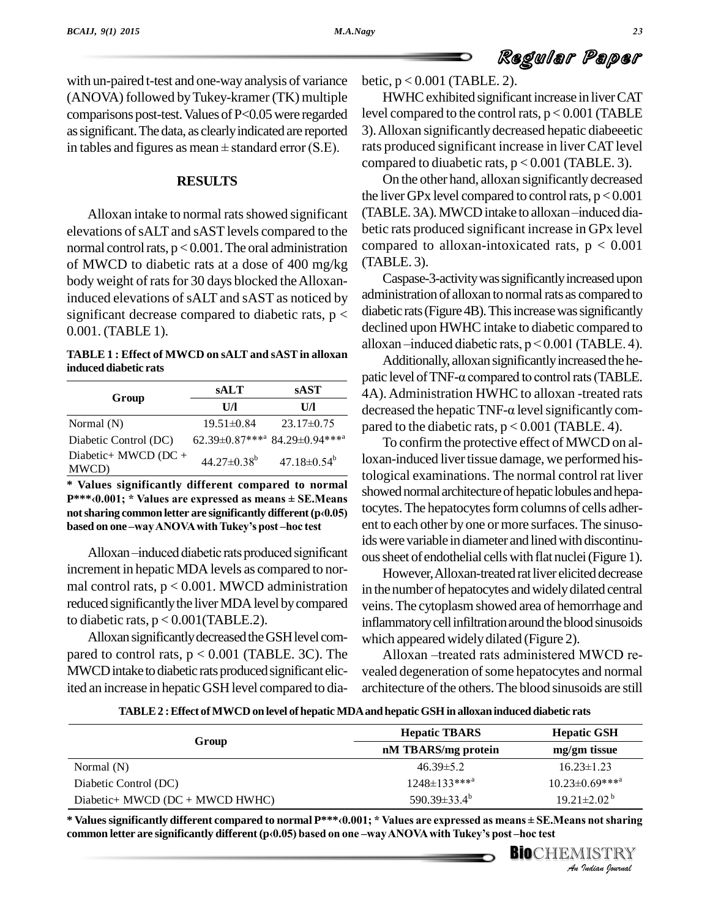with un-paired t-test and one-way analysis of variance (ANOVA) followed by Tukey-kramer (TK) multiple comparisons post-test. Values of P<0.05 were regarded as significant. The data, as clearly indicated are reported in tables and figures as mean ± standard error (S.E).

## RESULTS

Alloxan intake to normal rats showed significant elevations of sALT and sAST levels compared to the normal control rats, $p < 0.001$. The oral administration of MWCD to diabetic rats at a dose of 400 mg/kg body weight of rats for 30 days blocked the Alloxan-induced elevations of sALT and sAST as noticed by significant decrease compared to diabetic rats, $p < 0.001$. (TABLE 1).

**TABLE 1 : Effect of MWCD on sALT and sAST in alloxan induced diabetic rats**

| Group | sALT | sAST |
|---|---|---|
| | U/l | U/l |
| Normal (N) | 19.51±0.84 | 23.17±0.75 |
| Diabetic Control (DC) | 62.39±0.87***[a] | 84.29±0.94***[a] |
| Diabetic+ MWCD (DC + MWCD) | 44.27±0.38[b] | 47.18±0.54[b] |

**\* Values significantly different compared to normal P***‹0.001; \* Values are expressed as means ± SE.Means not sharing common letter are significantly different (p‹0.05) based on one –way ANOVA with Tukey's post –hoc test**

Alloxan –induced diabetic rats produced significant increment in hepatic MDA levels as compared to normal control rats, $p < 0.001$. MWCD administration reduced significantly the liver MDA level by compared to diabetic rats, $p < 0.001$(TABLE.2).

Alloxan significantly decreased the GSH level compared to control rats, $p < 0.001$ (TABLE. 3C). The MWCD intake to diabetic rats produced significant elicited an increase in hepatic GSH level compared to diabetic, $p < 0.001$ (TABLE. 2).

HWHC exhibited significant increase in liver CAT level compared to the control rats, $p < 0.001$ (TABLE 3). Alloxan significantly decreased hepatic diabeeetic rats produced significant increase in liver CAT level compared to diuabetic rats, $p < 0.001$ (TABLE. 3).

On the other hand, alloxan significantly decreased the liver GPx level compared to control rats, $p < 0.001$ (TABLE. 3A). MWCD intake to alloxan –induced diabetic rats produced significant increase in GPx level compared to alloxan-intoxicated rats, $p < 0.001$ (TABLE. 3).

Caspase-3-activity was significantly increased upon administration of alloxan to normal rats as compared to diabetic rats (Figure 4B). This increase was significantly declined upon HWHC intake to diabetic compared to alloxan –induced diabetic rats, $p < 0.001$ (TABLE. 4).

Additionally, alloxan significantly increased the hepatic level of TNF-α compared to control rats (TABLE. 4A). Administration HWHC to alloxan -treated rats decreased the hepatic TNF-α level significantly compared to the diabetic rats, $p < 0.001$ (TABLE. 4).

To confirm the protective effect of MWCD on alloxan-induced liver tissue damage, we performed histological examinations. The normal control rat liver showed normal architecture of hepatic lobules and hepatocytes. The hepatocytes form columns of cells adherent to each other by one or more surfaces. The sinusoids were variable in diameter and lined with discontinuous sheet of endothelial cells with flat nuclei (Figure 1).

However, Alloxan-treated rat liver elicited decrease in the number of hepatocytes and widely dilated central veins. The cytoplasm showed area of hemorrhage and inflammatory cell infiltration around the blood sinusoids which appeared widely dilated (Figure 2).

Alloxan –treated rats administered MWCD revealed degeneration of some hepatocytes and normal architecture of the others. The blood sinusoids are still

**TABLE 2 : Effect of MWCD on level of hepatic MDA and hepatic GSH in alloxan induced diabetic rats**

| Group | Hepatic TBARS | Hepatic GSH |
|---|---|---|
| | nM TBARS/mg protein | mg/gm tissue |
| Normal (N) | 46.39±5.2 | 16.23±1.23 |
| Diabetic Control (DC) | 1248±133***[a] | 10.23±0.69***[a] |
| Diabetic+ MWCD (DC + MWCD HWHC) | 590.39±33.4[b] | 19.21±2.02[b] |

**\* Values significantly different compared to normal P***‹0.001; \* Values are expressed as means ± SE.Means not sharing common letter are significantly different (p‹0.05) based on one –way ANOVA with Tukey's post –hoc test**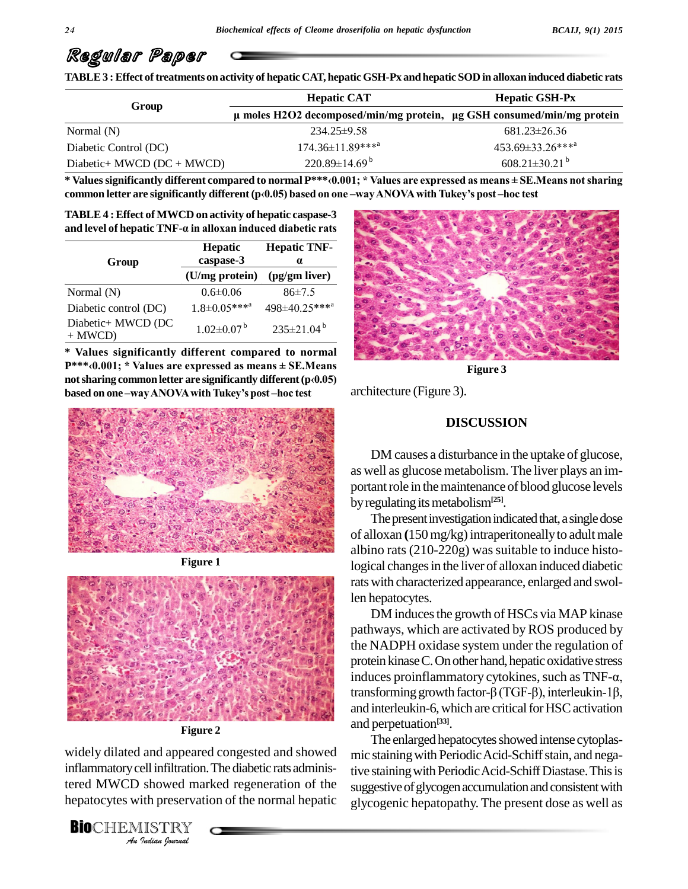**TABLE 3 : Effect of treatments on activity of hepatic CAT, hepatic GSH-Px and hepatic SOD in alloxan induced diabetic rats**

| Group | Hepatic CAT | Hepatic GSH-Px |
|---|---|---|
| | µ moles H2O2 decomposed/min/mg protein, | µg GSH consumed/min/mg protein |
| Normal (N) | 234.25±9.58 | 681.23±26.36 |
| Diabetic Control (DC) | 174.36±11.89***[a] | 453.69±33.26***[a] |
| Diabetic+ MWCD (DC + MWCD) | 220.89±14.69[b] | 608.21±30.21[b] |

**\* Values significantly different compared to normal P***‹0.001; \* Values are expressed as means ± SE.Means not sharing common letter are significantly different (p‹0.05) based on one –way ANOVA with Tukey's post –hoc test**

**TABLE 4 : Effect of MWCD on activity of hepatic caspase-3 and level of hepatic TNF-α in alloxan induced diabetic rats**

| Group | Hepatic caspase-3 | Hepatic TNF-α |
|---|---|---|
| | (U/mg protein) | (pg/gm liver) |
| Normal (N) | 0.6±0.06 | 86±7.5 |
| Diabetic control (DC) | 1.8±0.05***[a] | 498±40.25***[a] |
| Diabetic+ MWCD (DC + MWCD) | 1.02±0.07[b] | 235±21.04[b] |

**\* Values significantly different compared to normal P***‹0.001; \* Values are expressed as means ± SE.Means not sharing common letter are significantly different (p‹0.05) based on one –way ANOVA with Tukey's post –hoc test**

**Figure 1**

**Figure 2**

widely dilated and appeared congested and showed inflammatory cell infiltration. The diabetic rats administered MWCD showed marked regeneration of the hepatocytes with preservation of the normal hepatic architecture (Figure 3).

**Figure 3**

## DISCUSSION

DM causes a disturbance in the uptake of glucose, as well as glucose metabolism. The liver plays an important role in the maintenance of blood glucose levels by regulating its metabolism[25].

The present investigation indicated that, a single dose of alloxan (150 mg/kg) intraperitoneally to adult male albino rats (210-220g) was suitable to induce histological changes in the liver of alloxan induced diabetic rats with characterized appearance, enlarged and swollen hepatocytes.

DM induces the growth of HSCs via MAP kinase pathways, which are activated by ROS produced by the NADPH oxidase system under the regulation of protein kinase C. On other hand, hepatic oxidative stress induces proinflammatory cytokines, such as TNF-α, transforming growth factor-β (TGF-β), interleukin-1β, and interleukin-6, which are critical for HSC activation and perpetuation[33].

The enlarged hepatocytes showed intense cytoplasmic staining with Periodic Acid-Schiff stain, and negative staining with Periodic Acid-Schiff Diastase. This is suggestive of glycogen accumulation and consistent with glycogenic hepatopathy. The present dose as well as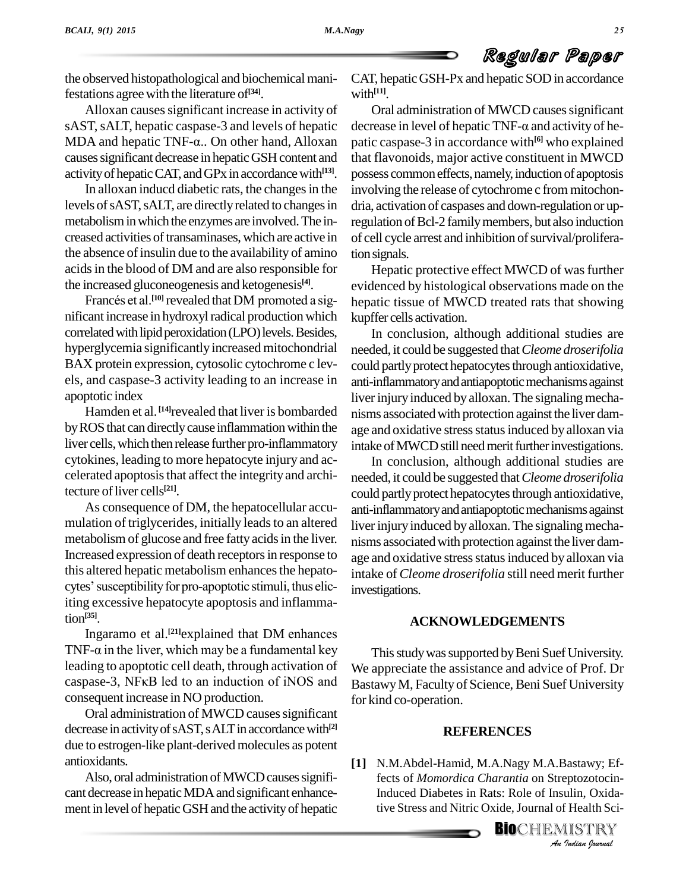the observed histopathological and biochemical manifestations agree with the literature of[34].

Alloxan causes significant increase in activity of sAST, sALT, hepatic caspase-3 and levels of hepatic MDA and hepatic TNF-α.. On other hand, Alloxan causes significant decrease in hepatic GSH content and activity of hepatic CAT, and GPx in accordance with[13].

In alloxan inducd diabetic rats, the changes in the levels of sAST, sALT, are directly related to changes in metabolism in which the enzymes are involved. The increased activities of transaminases, which are active in the absence of insulin due to the availability of amino acids in the blood of DM and are also responsible for the increased gluconeogenesis and ketogenesis[4].

Francés et al.[10] revealed that DM promoted a significant increase in hydroxyl radical production which correlated with lipid peroxidation (LPO) levels. Besides, hyperglycemia significantly increased mitochondrial BAX protein expression, cytosolic cytochrome c levels, and caspase-3 activity leading to an increase in apoptotic index

Hamden et al. [14]revealed that liver is bombarded by ROS that can directly cause inflammation within the liver cells, which then release further pro-inflammatory cytokines, leading to more hepatocyte injury and accelerated apoptosis that affect the integrity and architecture of liver cells[21].

As consequence of DM, the hepatocellular accumulation of triglycerides, initially leads to an altered metabolism of glucose and free fatty acids in the liver. Increased expression of death receptors in response to this altered hepatic metabolism enhances the hepatocytes' susceptibility for pro-apoptotic stimuli, thus eliciting excessive hepatocyte apoptosis and inflammation[35].

Ingaramo et al.[21]explained that DM enhances TNF-α in the liver, which may be a fundamental key leading to apoptotic cell death, through activation of caspase-3, NFκB led to an induction of iNOS and consequent increase in NO production.

Oral administration of MWCD causes significant decrease in activity of sAST, s ALT in accordance with[2] due to estrogen-like plant-derived molecules as potent antioxidants.

Also, oral administration of MWCD causes significant decrease in hepatic MDA and significant enhancement in level of hepatic GSH and the activity of hepatic CAT, hepatic GSH-Px and hepatic SOD in accordance with[11].

Oral administration of MWCD causes significant decrease in level of hepatic TNF-α and activity of hepatic caspase-3 in accordance with[6] who explained that flavonoids, major active constituent in MWCD possess common effects, namely, induction of apoptosis involving the release of cytochrome c from mitochondria, activation of caspases and down-regulation or up-regulation of Bcl-2 family members, but also induction of cell cycle arrest and inhibition of survival/proliferation signals.

Hepatic protective effect MWCD of was further evidenced by histological observations made on the hepatic tissue of MWCD treated rats that showing kupffer cells activation.

In conclusion, although additional studies are needed, it could be suggested that *Cleome droserifolia* could partly protect hepatocytes through antioxidative, anti-inflammatory and antiapoptotic mechanisms against liver injury induced by alloxan. The signaling mechanisms associated with protection against the liver damage and oxidative stress status induced by alloxan via intake of MWCD still need merit further investigations.

In conclusion, although additional studies are needed, it could be suggested that *Cleome droserifolia* could partly protect hepatocytes through antioxidative, anti-inflammatory and antiapoptotic mechanisms against liver injury induced by alloxan. The signaling mechanisms associated with protection against the liver damage and oxidative stress status induced by alloxan via intake of *Cleome droserifolia* still need merit further investigations.

## ACKNOWLEDGEMENTS

This study was supported by Beni Suef University. We appreciate the assistance and advice of Prof. Dr Bastawy M, Faculty of Science, Beni Suef University for kind co-operation.

## REFERENCES

[1] N.M.Abdel-Hamid, M.A.Nagy M.A.Bastawy; Effects of *Momordica Charantia* on Streptozotocin-Induced Diabetes in Rats: Role of Insulin, Oxidative Stress and Nitric Oxide, Journal of Health Sci-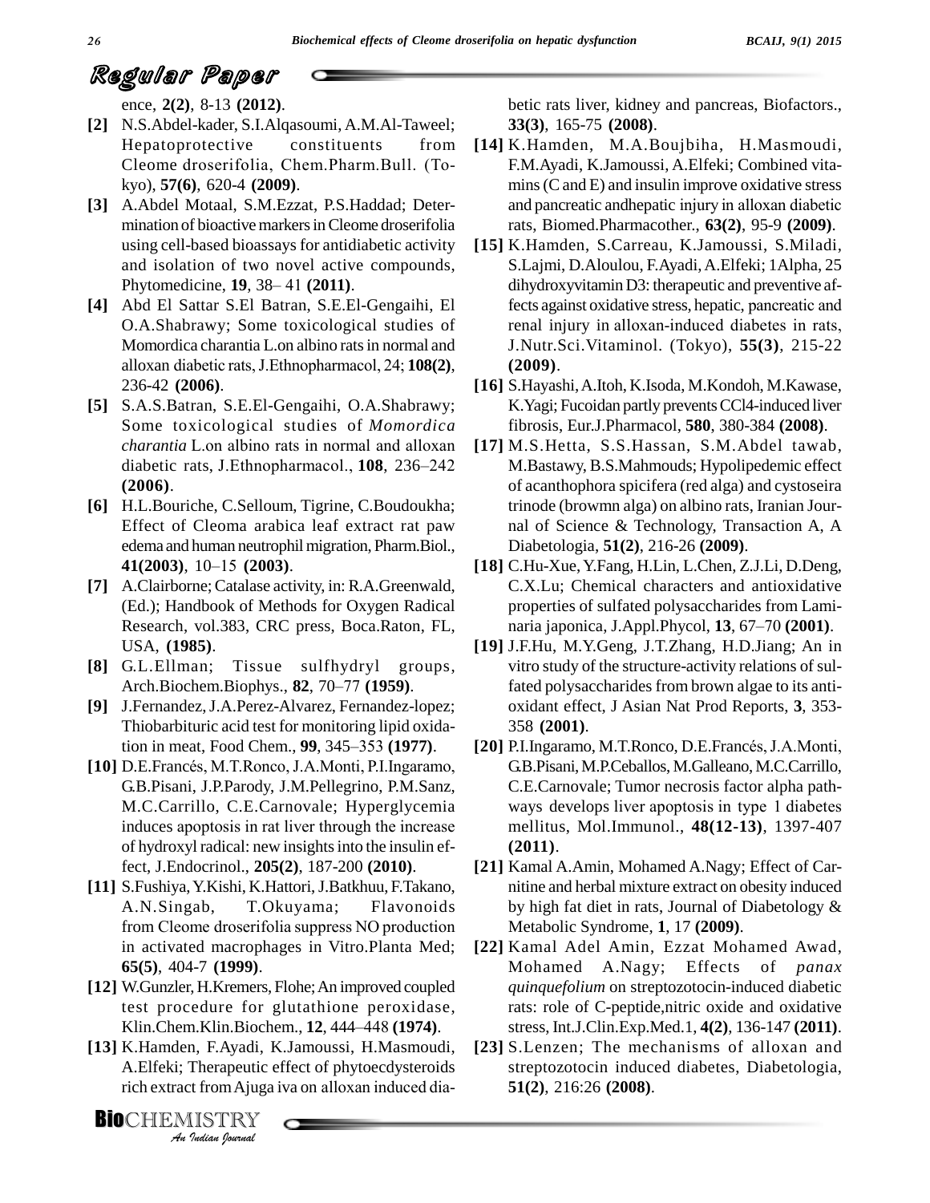ence, **2(2)**, 8-13 **(2012)**.

**[2]** N.S.Abdel-kader, S.I.Alqasoumi, A.M.Al-Taweel; Hepatoprotective constituents from Cleome droserifolia, Chem.Pharm.Bull. (Tokyo), **57(6)**, 620-4 **(2009)**.

**[3]** A.Abdel Motaal, S.M.Ezzat, P.S.Haddad; Determination of bioactive markers in Cleome droserifolia using cell-based bioassays for antidiabetic activity and isolation of two novel active compounds, Phytomedicine, **19**, 38– 41 **(2011)**.

**[4]** Abd El Sattar S.El Batran, S.E.El-Gengaihi, El O.A.Shabrawy; Some toxicological studies of Momordica charantia L.on albino rats in normal and alloxan diabetic rats, J.Ethnopharmacol, 24; **108(2)**, 236-42 **(2006)**.

**[5]** S.A.S.Batran, S.E.El-Gengaihi, O.A.Shabrawy; Some toxicological studies of *Momordica charantia* L.on albino rats in normal and alloxan diabetic rats, J.Ethnopharmacol., **108**, 236–242 **(2006)**.

**[6]** H.L.Bouriche, C.Selloum, Tigrine, C.Boudoukha; Effect of Cleoma arabica leaf extract rat paw edema and human neutrophil migration, Pharm.Biol., **41(2003)**, 10–15 **(2003)**.

**[7]** A.Clairborne; Catalase activity, in: R.A.Greenwald, (Ed.); Handbook of Methods for Oxygen Radical Research, vol.383, CRC press, Boca.Raton, FL, USA, **(1985)**.

**[8]** G.L.Ellman; Tissue sulfhydryl groups, Arch.Biochem.Biophys., **82**, 70–77 **(1959)**.

**[9]** J.Fernandez, J.A.Perez-Alvarez, Fernandez-lopez; Thiobarbituric acid test for monitoring lipid oxidation in meat, Food Chem., **99**, 345–353 **(1977)**.

**[10]** D.E.Francés, M.T.Ronco, J.A.Monti, P.I.Ingaramo, G.B.Pisani, J.P.Parody, J.M.Pellegrino, P.M.Sanz, M.C.Carrillo, C.E.Carnovale; Hyperglycemia induces apoptosis in rat liver through the increase of hydroxyl radical: new insights into the insulin effect, J.Endocrinol., **205(2)**, 187-200 **(2010)**.

**[11]** S.Fushiya, Y.Kishi, K.Hattori, J.Batkhuu, F.Takano, A.N.Singab, T.Okuyama; Flavonoids from Cleome droserifolia suppress NO production in activated macrophages in Vitro.Planta Med; **65(5)**, 404-7 **(1999)**.

**[12]** W.Gunzler, H.Kremers, Flohe; An improved coupled test procedure for glutathione peroxidase, Klin.Chem.Klin.Biochem., **12**, 444–448 **(1974)**.

**[13]** K.Hamden, F.Ayadi, K.Jamoussi, H.Masmoudi, A.Elfeki; Therapeutic effect of phytoecdysteroids rich extract from Ajuga iva on alloxan induced diabetic rats liver, kidney and pancreas, Biofactors., **33(3)**, 165-75 **(2008)**.

**[14]** K.Hamden, M.A.Boujbiha, H.Masmoudi, F.M.Ayadi, K.Jamoussi, A.Elfeki; Combined vitamins (C and E) and insulin improve oxidative stress and pancreatic andhepatic injury in alloxan diabetic rats, Biomed.Pharmacother., **63(2)**, 95-9 **(2009)**.

**[15]** K.Hamden, S.Carreau, K.Jamoussi, S.Miladi, S.Lajmi, D.Aloulou, F.Ayadi, A.Elfeki; 1Alpha, 25 dihydroxyvitamin D3: therapeutic and preventive effects against oxidative stress, hepatic, pancreatic and renal injury in alloxan-induced diabetes in rats, J.Nutr.Sci.Vitaminol. (Tokyo), **55(3)**, 215-22 **(2009)**.

**[16]** S.Hayashi, A.Itoh, K.Isoda, M.Kondoh, M.Kawase, K.Yagi; Fucoidan partly prevents CCl4-induced liver fibrosis, Eur.J.Pharmacol, **580**, 380-384 **(2008)**.

**[17]** M.S.Hetta, S.S.Hassan, S.M.Abdel tawab, M.Bastawy, B.S.Mahmouds; Hypolipedemic effect of acanthophora spicifera (red alga) and cystoseira trinode (brownm alga) on albino rats, Iranian Journal of Science & Technology, Transaction A, A Diabetologia, **51(2)**, 216-26 **(2009)**.

**[18]** C.Hu-Xue, Y.Fang, H.Lin, L.Chen, Z.J.Li, D.Deng, C.X.Lu; Chemical characters and antioxidative properties of sulfated polysaccharides from Laminaria japonica, J.Appl.Phycol, **13**, 67–70 **(2001)**.

**[19]** J.F.Hu, M.Y.Geng, J.T.Zhang, H.D.Jiang; An in vitro study of the structure-activity relations of sulfated polysaccharides from brown algae to its antioxidant effect, J Asian Nat Prod Reports, **3**, 353-358 **(2001)**.

**[20]** P.I.Ingaramo, M.T.Ronco, D.E.Francés, J.A.Monti, G.B.Pisani, M.P.Ceballos, M.Galleano, M.C.Carrillo, C.E.Carnovale; Tumor necrosis factor alpha pathways develops liver apoptosis in type 1 diabetes mellitus, Mol.Immunol., **48(12-13)**, 1397-407 **(2011)**.

**[21]** Kamal A.Amin, Mohamed A.Nagy; Effect of Carnitine and herbal mixture extract on obesity induced by high fat diet in rats, Journal of Diabetology & Metabolic Syndrome, **1**, 17 **(2009)**.

**[22]** Kamal Adel Amin, Ezzat Mohamed Awad, Mohamed A.Nagy; Effects of *panax quinquefolium* on streptozotocin-induced diabetic rats: role of C-peptide,nitric oxide and oxidative stress, Int.J.Clin.Exp.Med.1, **4(2)**, 136-147 **(2011)**.

**[23]** S.Lenzen; The mechanisms of alloxan and streptozotocin induced diabetes, Diabetologia, **51(2)**, 216:26 **(2008)**.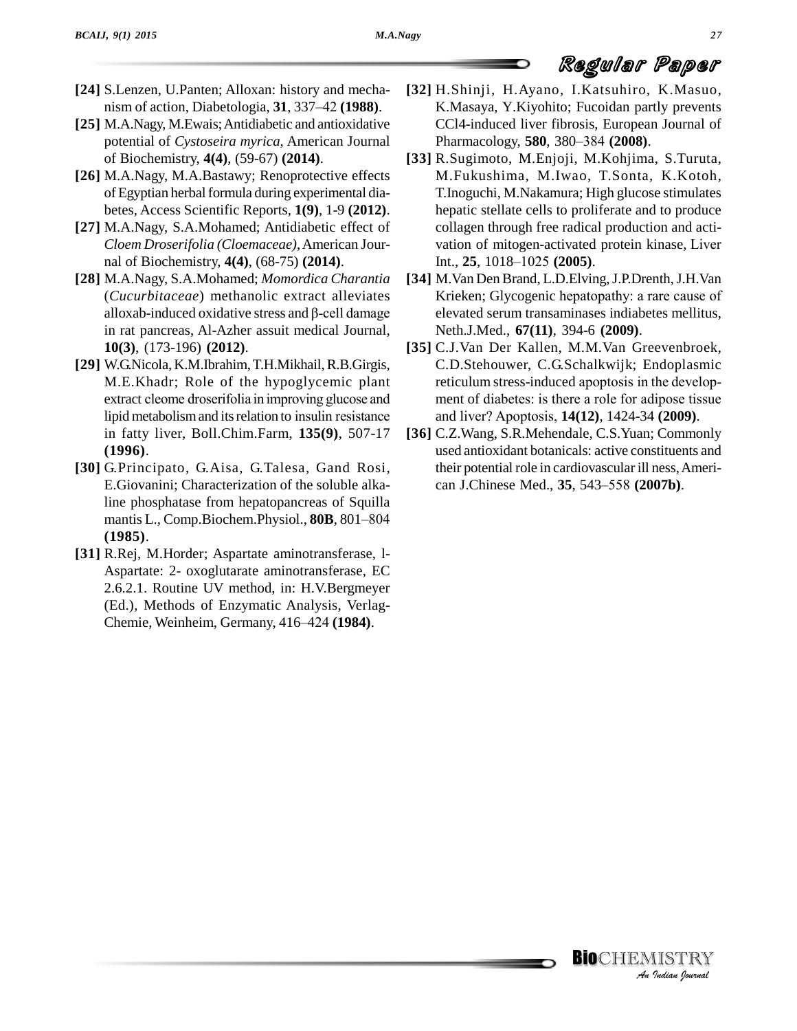**[24]** S.Lenzen, U.Panten; Alloxan: history and mechanism of action, Diabetologia, **31**, 337–42 **(1988)**.

**[25]** M.A.Nagy, M.Ewais; Antidiabetic and antioxidative potential of *Cystoseira myrica*, American Journal of Biochemistry, **4(4)**, (59-67) **(2014)**.

**[26]** M.A.Nagy, M.A.Bastawy; Renoprotective effects of Egyptian herbal formula during experimental diabetes, Access Scientific Reports, **1(9)**, 1-9 **(2012)**.

**[27]** M.A.Nagy, S.A.Mohamed; Antidiabetic effect of *Cloem Droserifolia (Cloemaceae)*, American Journal of Biochemistry, **4(4)**, (68-75) **(2014)**.

**[28]** M.A.Nagy, S.A.Mohamed; *Momordica Charantia* (*Cucurbitaceae*) methanolic extract alleviates alloxab-induced oxidative stress and β-cell damage in rat pancreas, Al-Azher assuit medical Journal, **10(3)**, (173-196) **(2012)**.

**[29]** W.G.Nicola, K.M.Ibrahim, T.H.Mikhail, R.B.Girgis, M.E.Khadr; Role of the hypoglycemic plant extract cleome droserifolia in improving glucose and lipid metabolism and its relation to insulin resistance in fatty liver, Boll.Chim.Farm, **135(9)**, 507-17 **(1996)**.

**[30]** G.Principato, G.Aisa, G.Talesa, Gand Rosi, E.Giovanini; Characterization of the soluble alkaline phosphatase from hepatopancreas of Squilla mantis L., Comp.Biochem.Physiol., **80B**, 801–804 **(1985)**.

**[31]** R.Rej, M.Horder; Aspartate aminotransferase, l-Aspartate: 2- oxoglutarate aminotransferase, EC 2.6.2.1. Routine UV method, in: H.V.Bergmeyer (Ed.), Methods of Enzymatic Analysis, Verlag-Chemie, Weinheim, Germany, 416–424 **(1984)**.

**[32]** H.Shinji, H.Ayano, I.Katsuhiro, K.Masuo, K.Masaya, Y.Kiyohito; Fucoidan partly prevents CCl4-induced liver fibrosis, European Journal of Pharmacology, **580**, 380–384 **(2008)**.

**[33]** R.Sugimoto, M.Enjoji, M.Kohjima, S.Turuta, M.Fukushima, M.Iwao, T.Sonta, K.Kotoh, T.Inoguchi, M.Nakamura; High glucose stimulates hepatic stellate cells to proliferate and to produce collagen through free radical production and activation of mitogen-activated protein kinase, Liver Int., **25**, 1018–1025 **(2005)**.

**[34]** M.Van Den Brand, L.D.Elving, J.P.Drenth, J.H.Van Krieken; Glycogenic hepatopathy: a rare cause of elevated serum transaminases indiabetes mellitus, Neth.J.Med., **67(11)**, 394-6 **(2009)**.

**[35]** C.J.Van Der Kallen, M.M.Van Greevenbroek, C.D.Stehouwer, C.G.Schalkwijk; Endoplasmic reticulum stress-induced apoptosis in the development of diabetes: is there a role for adipose tissue and liver? Apoptosis, **14(12)**, 1424-34 **(2009)**.

**[36]** C.Z.Wang, S.R.Mehendale, C.S.Yuan; Commonly used antioxidant botanicals: active constituents and their potential role in cardiovascular ill ness, American J.Chinese Med., **35**, 543–558 **(2007b)**.